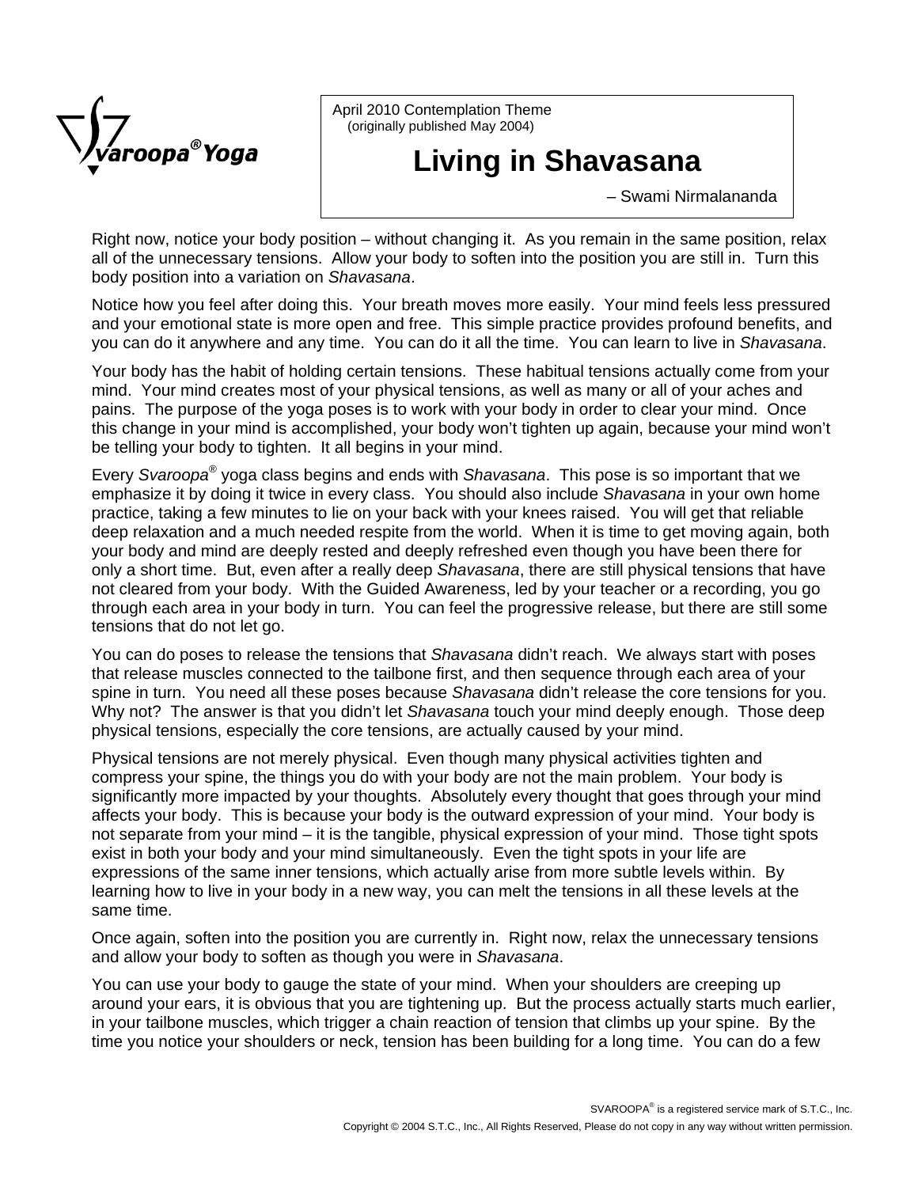Svaroopa® Yoga

April 2010 Contemplation Theme
(originally published May 2004)

# Living in Shavasana

– Swami Nirmalananda

Right now, notice your body position – without changing it. As you remain in the same position, relax all of the unnecessary tensions. Allow your body to soften into the position you are still in. Turn this body position into a variation on *Shavasana*.

Notice how you feel after doing this. Your breath moves more easily. Your mind feels less pressured and your emotional state is more open and free. This simple practice provides profound benefits, and you can do it anywhere and any time. You can do it all the time. You can learn to live in *Shavasana*.

Your body has the habit of holding certain tensions. These habitual tensions actually come from your mind. Your mind creates most of your physical tensions, as well as many or all of your aches and pains. The purpose of the yoga poses is to work with your body in order to clear your mind. Once this change in your mind is accomplished, your body won't tighten up again, because your mind won't be telling your body to tighten. It all begins in your mind.

Every *Svaroopa®* yoga class begins and ends with *Shavasana*. This pose is so important that we emphasize it by doing it twice in every class. You should also include *Shavasana* in your own home practice, taking a few minutes to lie on your back with your knees raised. You will get that reliable deep relaxation and a much needed respite from the world. When it is time to get moving again, both your body and mind are deeply rested and deeply refreshed even though you have been there for only a short time. But, even after a really deep *Shavasana*, there are still physical tensions that have not cleared from your body. With the Guided Awareness, led by your teacher or a recording, you go through each area in your body in turn. You can feel the progressive release, but there are still some tensions that do not let go.

You can do poses to release the tensions that *Shavasana* didn't reach. We always start with poses that release muscles connected to the tailbone first, and then sequence through each area of your spine in turn. You need all these poses because *Shavasana* didn't release the core tensions for you. Why not? The answer is that you didn't let *Shavasana* touch your mind deeply enough. Those deep physical tensions, especially the core tensions, are actually caused by your mind.

Physical tensions are not merely physical. Even though many physical activities tighten and compress your spine, the things you do with your body are not the main problem. Your body is significantly more impacted by your thoughts. Absolutely every thought that goes through your mind affects your body. This is because your body is the outward expression of your mind. Your body is not separate from your mind – it is the tangible, physical expression of your mind. Those tight spots exist in both your body and your mind simultaneously. Even the tight spots in your life are expressions of the same inner tensions, which actually arise from more subtle levels within. By learning how to live in your body in a new way, you can melt the tensions in all these levels at the same time.

Once again, soften into the position you are currently in. Right now, relax the unnecessary tensions and allow your body to soften as though you were in *Shavasana*.

You can use your body to gauge the state of your mind. When your shoulders are creeping up around your ears, it is obvious that you are tightening up. But the process actually starts much earlier, in your tailbone muscles, which trigger a chain reaction of tension that climbs up your spine. By the time you notice your shoulders or neck, tension has been building for a long time. You can do a few

SVAROOPA® is a registered service mark of S.T.C., Inc.
Copyright © 2004 S.T.C., Inc., All Rights Reserved, Please do not copy in any way without written permission.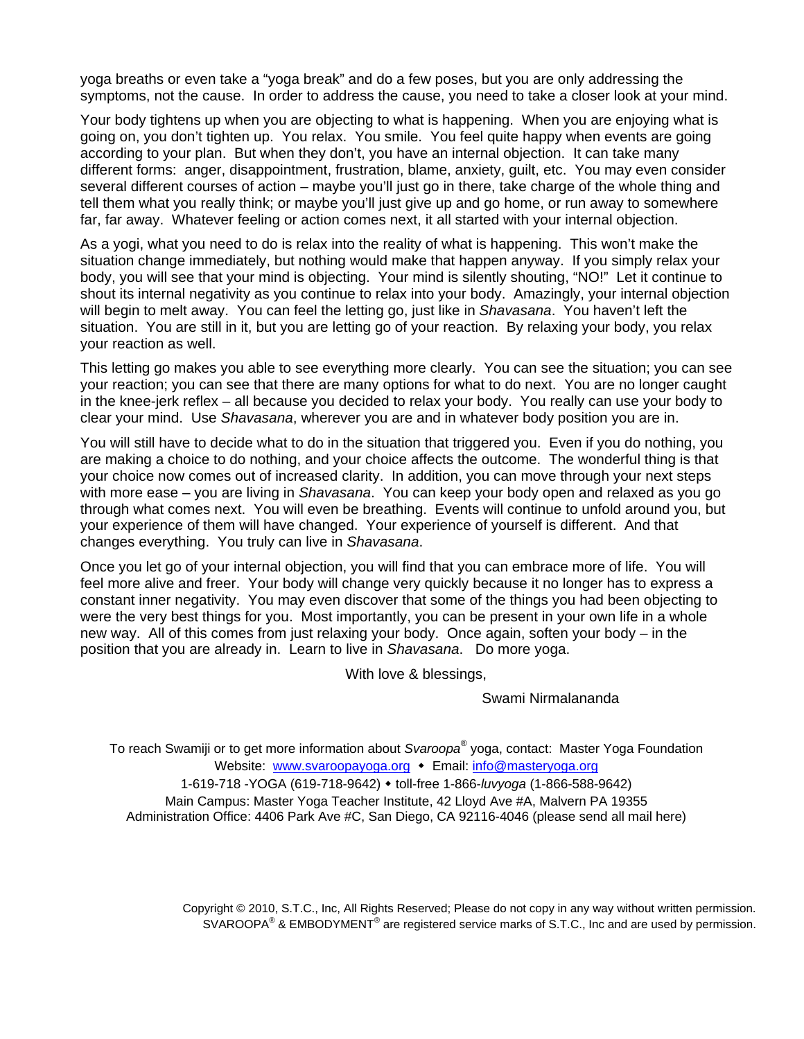yoga breaths or even take a "yoga break" and do a few poses, but you are only addressing the symptoms, not the cause. In order to address the cause, you need to take a closer look at your mind.

Your body tightens up when you are objecting to what is happening. When you are enjoying what is going on, you don't tighten up. You relax. You smile. You feel quite happy when events are going according to your plan. But when they don't, you have an internal objection. It can take many different forms: anger, disappointment, frustration, blame, anxiety, guilt, etc. You may even consider several different courses of action – maybe you'll just go in there, take charge of the whole thing and tell them what you really think; or maybe you'll just give up and go home, or run away to somewhere far, far away. Whatever feeling or action comes next, it all started with your internal objection.

As a yogi, what you need to do is relax into the reality of what is happening. This won't make the situation change immediately, but nothing would make that happen anyway. If you simply relax your body, you will see that your mind is objecting. Your mind is silently shouting, "NO!" Let it continue to shout its internal negativity as you continue to relax into your body. Amazingly, your internal objection will begin to melt away. You can feel the letting go, just like in *Shavasana*. You haven't left the situation. You are still in it, but you are letting go of your reaction. By relaxing your body, you relax your reaction as well.

This letting go makes you able to see everything more clearly. You can see the situation; you can see your reaction; you can see that there are many options for what to do next. You are no longer caught in the knee-jerk reflex – all because you decided to relax your body. You really can use your body to clear your mind. Use *Shavasana*, wherever you are and in whatever body position you are in.

You will still have to decide what to do in the situation that triggered you. Even if you do nothing, you are making a choice to do nothing, and your choice affects the outcome. The wonderful thing is that your choice now comes out of increased clarity. In addition, you can move through your next steps with more ease – you are living in *Shavasana*. You can keep your body open and relaxed as you go through what comes next. You will even be breathing. Events will continue to unfold around you, but your experience of them will have changed. Your experience of yourself is different. And that changes everything. You truly can live in *Shavasana*.

Once you let go of your internal objection, you will find that you can embrace more of life. You will feel more alive and freer. Your body will change very quickly because it no longer has to express a constant inner negativity. You may even discover that some of the things you had been objecting to were the very best things for you. Most importantly, you can be present in your own life in a whole new way. All of this comes from just relaxing your body. Once again, soften your body – in the position that you are already in. Learn to live in *Shavasana*. Do more yoga.

With love & blessings,

Swami Nirmalananda

To reach Swamiji or to get more information about *Svaroopa*® yoga, contact: Master Yoga Foundation
Website: [www.svaroopayoga.org](http://www.svaroopayoga.org) ◆ Email: [info@masteryoga.org](mailto:info@masteryoga.org)
1-619-718 -YOGA (619-718-9642) ◆ toll-free 1-866-*luvyoga* (1-866-588-9642)
Main Campus: Master Yoga Teacher Institute, 42 Lloyd Ave #A, Malvern PA 19355
Administration Office: 4406 Park Ave #C, San Diego, CA 92116-4046 (please send all mail here)

Copyright © 2010, S.T.C., Inc, All Rights Reserved; Please do not copy in any way without written permission.
SVAROOPA® & EMBODYMENT® are registered service marks of S.T.C., Inc and are used by permission.